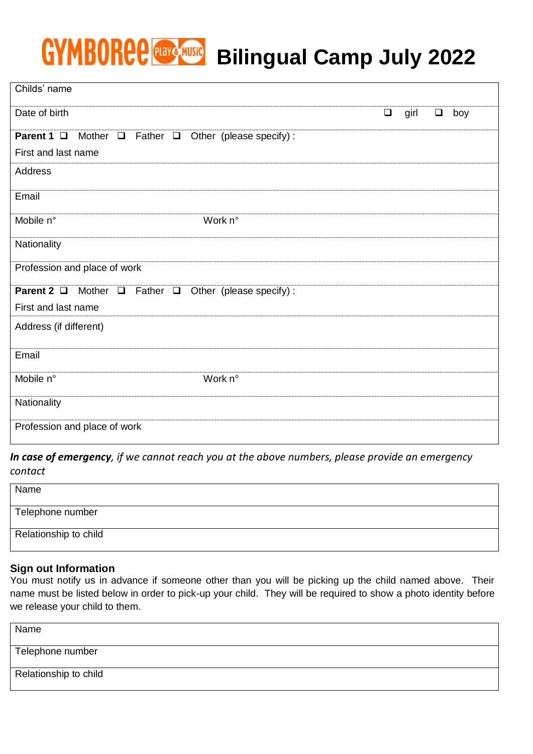# GYMBOREE Play & Music Bilingual Camp July 2022

| Childs' name | |
|---|---|
| Date of birth | ❑ girl ❑ boy |
| **Parent 1** ❑ Mother ❑ Father ❑ Other (please specify) : | |
| First and last name | |
| Address | |
| Email | |
| Mobile n° | Work n° |
| Nationality | |
| Profession and place of work | |
| **Parent 2** ❑ Mother ❑ Father ❑ Other (please specify) : | |
| First and last name | |
| Address (if different) | |
| Email | |
| Mobile n° | Work n° |
| Nationality | |
| Profession and place of work | |

***In case of emergency**, if we cannot reach you at the above numbers, please provide an emergency contact*

| Name |
|---|
| Telephone number |
| Relationship to child |

**Sign out Information**

You must notify us in advance if someone other than you will be picking up the child named above. Their name must be listed below in order to pick-up your child. They will be required to show a photo identity before we release your child to them.

| Name |
|---|
| Telephone number |
| Relationship to child |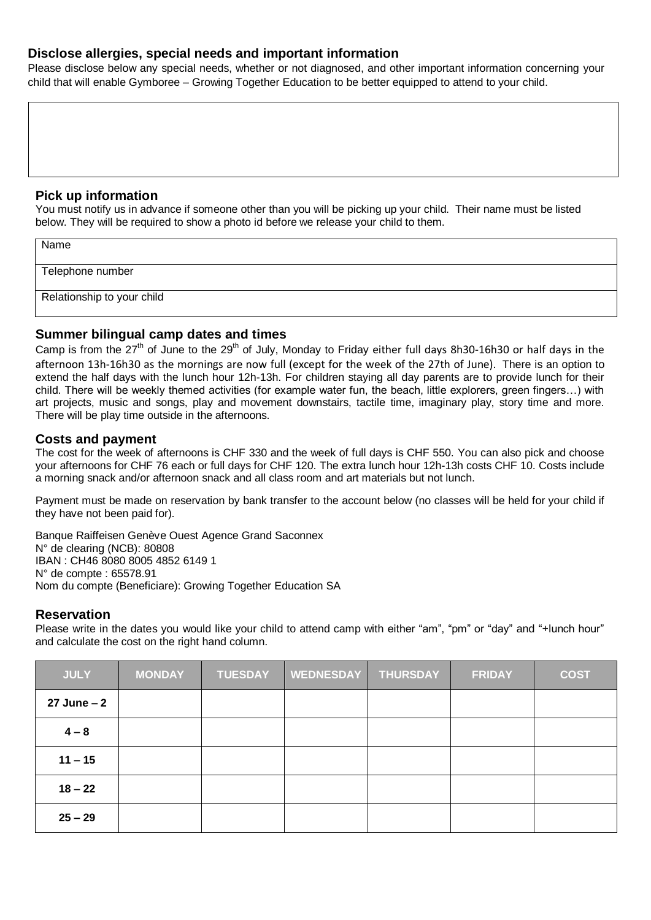## Disclose allergies, special needs and important information

Please disclose below any special needs, whether or not diagnosed, and other important information concerning your child that will enable Gymboree – Growing Together Education to be better equipped to attend to your child.

| |
|---|
| |

## Pick up information

You must notify us in advance if someone other than you will be picking up your child. Their name must be listed below. They will be required to show a photo id before we release your child to them.

| Name |
|---|
| Telephone number |
| Relationship to your child |

## Summer bilingual camp dates and times

Camp is from the 27th of June to the 29th of July, Monday to Friday either full days 8h30-16h30 or half days in the afternoon 13h-16h30 as the mornings are now full (except for the week of the 27th of June). There is an option to extend the half days with the lunch hour 12h-13h. For children staying all day parents are to provide lunch for their child. There will be weekly themed activities (for example water fun, the beach, little explorers, green fingers…) with art projects, music and songs, play and movement downstairs, tactile time, imaginary play, story time and more. There will be play time outside in the afternoons.

## Costs and payment

The cost for the week of afternoons is CHF 330 and the week of full days is CHF 550. You can also pick and choose your afternoons for CHF 76 each or full days for CHF 120. The extra lunch hour 12h-13h costs CHF 10. Costs include a morning snack and/or afternoon snack and all class room and art materials but not lunch.

Payment must be made on reservation by bank transfer to the account below (no classes will be held for your child if they have not been paid for).

Banque Raiffeisen Genève Ouest Agence Grand Saconnex
N° de clearing (NCB): 80808
IBAN : CH46 8080 8005 4852 6149 1
N° de compte : 65578.91
Nom du compte (Beneficiare): Growing Together Education SA

## Reservation

Please write in the dates you would like your child to attend camp with either "am", "pm" or "day" and "+lunch hour" and calculate the cost on the right hand column.

| JULY | MONDAY | TUESDAY | WEDNESDAY | THURSDAY | FRIDAY | COST |
|---|---|---|---|---|---|---|
| **27 June – 2** | | | | | | |
| **4 – 8** | | | | | | |
| **11 – 15** | | | | | | |
| **18 – 22** | | | | | | |
| **25 – 29** | | | | | | |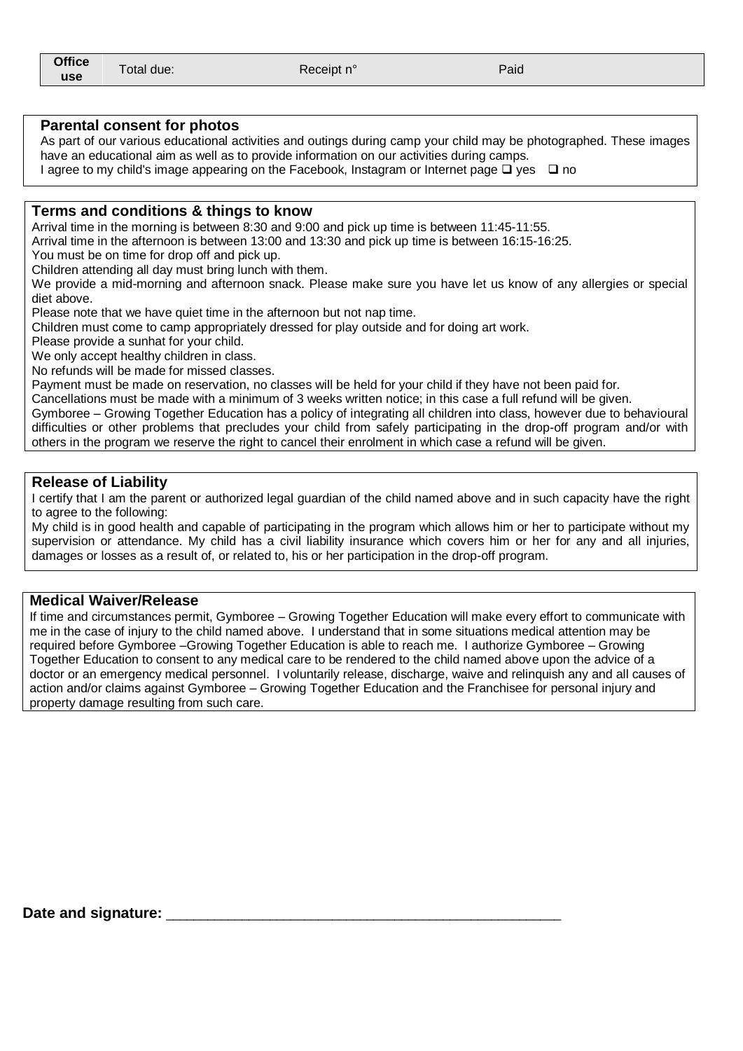| Office use | Total due: | Receipt n° | Paid |
| --- | --- | --- | --- |

## Parental consent for photos

As part of our various educational activities and outings during camp your child may be photographed. These images have an educational aim as well as to provide information on our activities during camps.

I agree to my child's image appearing on the Facebook, Instagram or Internet page ❑ yes ❑ no

## Terms and conditions & things to know

Arrival time in the morning is between 8:30 and 9:00 and pick up time is between 11:45-11:55.

Arrival time in the afternoon is between 13:00 and 13:30 and pick up time is between 16:15-16:25.

You must be on time for drop off and pick up.

Children attending all day must bring lunch with them.

We provide a mid-morning and afternoon snack. Please make sure you have let us know of any allergies or special diet above.

Please note that we have quiet time in the afternoon but not nap time.

Children must come to camp appropriately dressed for play outside and for doing art work.

Please provide a sunhat for your child.

We only accept healthy children in class.

No refunds will be made for missed classes.

Payment must be made on reservation, no classes will be held for your child if they have not been paid for.

Cancellations must be made with a minimum of 3 weeks written notice; in this case a full refund will be given.

Gymboree – Growing Together Education has a policy of integrating all children into class, however due to behavioural difficulties or other problems that precludes your child from safely participating in the drop-off program and/or with others in the program we reserve the right to cancel their enrolment in which case a refund will be given.

## Release of Liability

I certify that I am the parent or authorized legal guardian of the child named above and in such capacity have the right to agree to the following:

My child is in good health and capable of participating in the program which allows him or her to participate without my supervision or attendance. My child has a civil liability insurance which covers him or her for any and all injuries, damages or losses as a result of, or related to, his or her participation in the drop-off program.

## Medical Waiver/Release

If time and circumstances permit, Gymboree – Growing Together Education will make every effort to communicate with me in the case of injury to the child named above. I understand that in some situations medical attention may be required before Gymboree –Growing Together Education is able to reach me. I authorize Gymboree – Growing Together Education to consent to any medical care to be rendered to the child named above upon the advice of a doctor or an emergency medical personnel. I voluntarily release, discharge, waive and relinquish any and all causes of action and/or claims against Gymboree – Growing Together Education and the Franchisee for personal injury and property damage resulting from such care.

**Date and signature:** ___________________________________________________